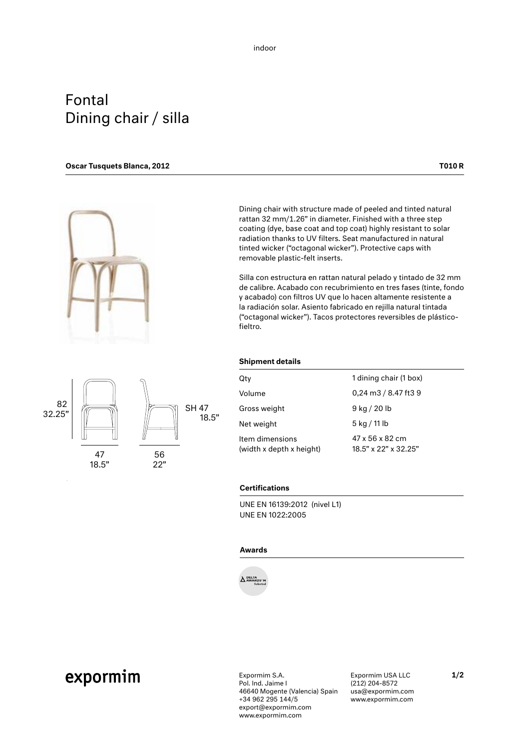indoor

# Fontal
# Dining chair / silla

**Oscar Tusquets Blanca, 2012** **T010 R**

Dining chair with structure made of peeled and tinted natural rattan 32 mm/1.26" in diameter. Finished with a three step coating (dye, base coat and top coat) highly resistant to solar radiation thanks to UV filters. Seat manufactured in natural tinted wicker ("octagonal wicker"). Protective caps with removable plastic-felt inserts.

Silla con estructura en rattan natural pelado y tintado de 32 mm de calibre. Acabado con recubrimiento en tres fases (tinte, fondo y acabado) con filtros UV que lo hacen altamente resistente a la radiación solar. Asiento fabricado en rejilla natural tintada ("octagonal wicker"). Tacos protectores reversibles de plástico-fieltro.

82
32.25"

SH 47
18.5"

47
18.5"

56
22"

### Shipment details

| | |
|---|---|
| Qty | 1 dining chair (1 box) |
| Volume | 0,24 m3 / 8.47 ft3 9 |
| Gross weight | 9 kg / 20 lb |
| Net weight | 5 kg / 11 lb |
| Item dimensions (width x depth x height) | 47 x 56 x 82 cm<br>18.5" x 22" x 32.25" |

### Certifications

UNE EN 16139:2012 (nivel L1)
UNE EN 1022:2005

### Awards

DELTA AWARDS'14 Selected

expormim

Expormim S.A.
Pol. Ind. Jaime I
46640 Mogente (Valencia) Spain
+34 962 295 144/5
export@expormim.com
www.expormim.com

Expormim USA LLC
(212) 204-8572
usa@expormim.com
www.expormim.com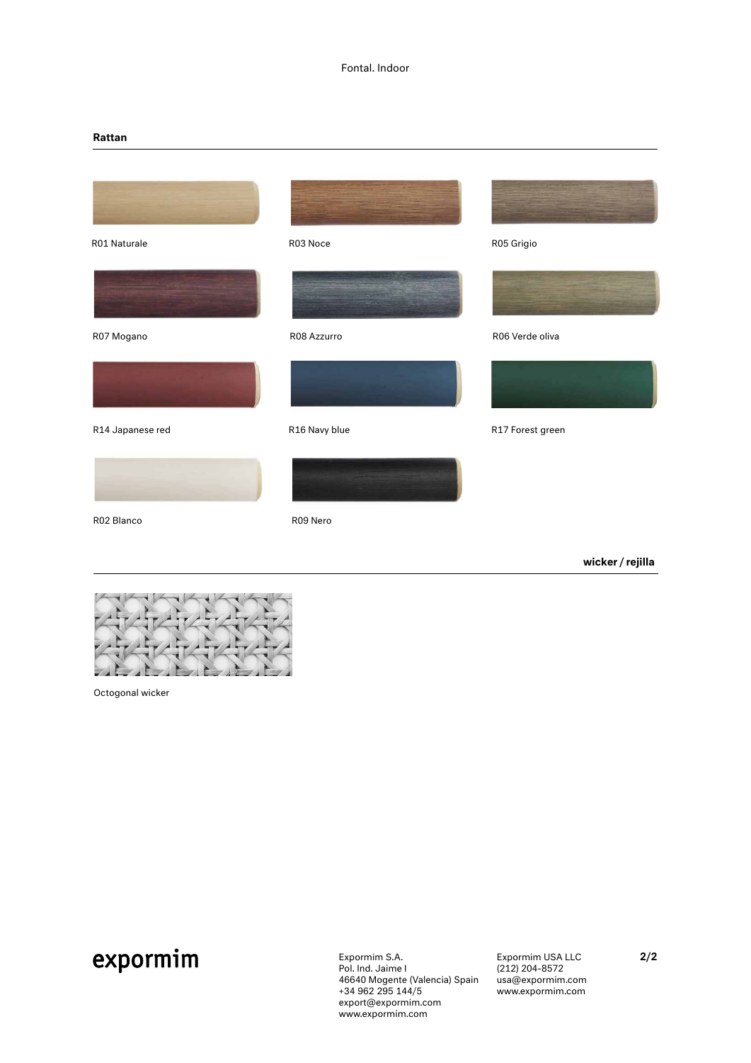Fontal. Indoor

## Rattan

R01 Naturale

R03 Noce

R05 Grigio

R07 Mogano

R08 Azzurro

R06 Verde oliva

R14 Japanese red

R16 Navy blue

R17 Forest green

R02 Blanco

R09 Nero

## wicker / rejilla

Octogonal wicker

expormim

Expormim S.A.
Pol. Ind. Jaime I
46640 Mogente (Valencia) Spain
+34 962 295 144/5
export@expormim.com
www.expormim.com

Expormim USA LLC
(212) 204-8572
usa@expormim.com
www.expormim.com